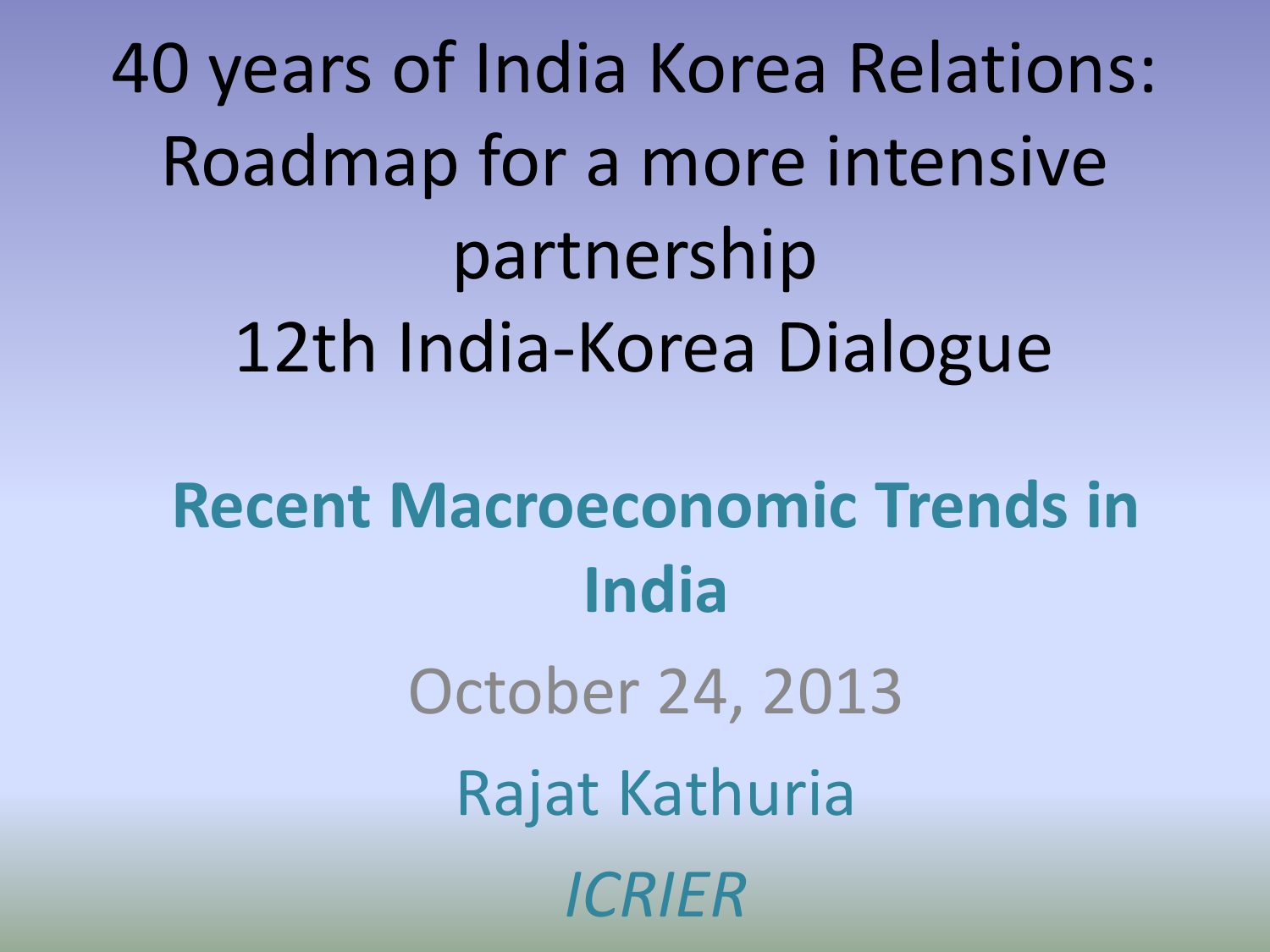# 40 years of India Korea Relations: Roadmap for a more intensive partnership
# 12th India-Korea Dialogue

## Recent Macroeconomic Trends in India

October 24, 2013

Rajat Kathuria

*ICRIER*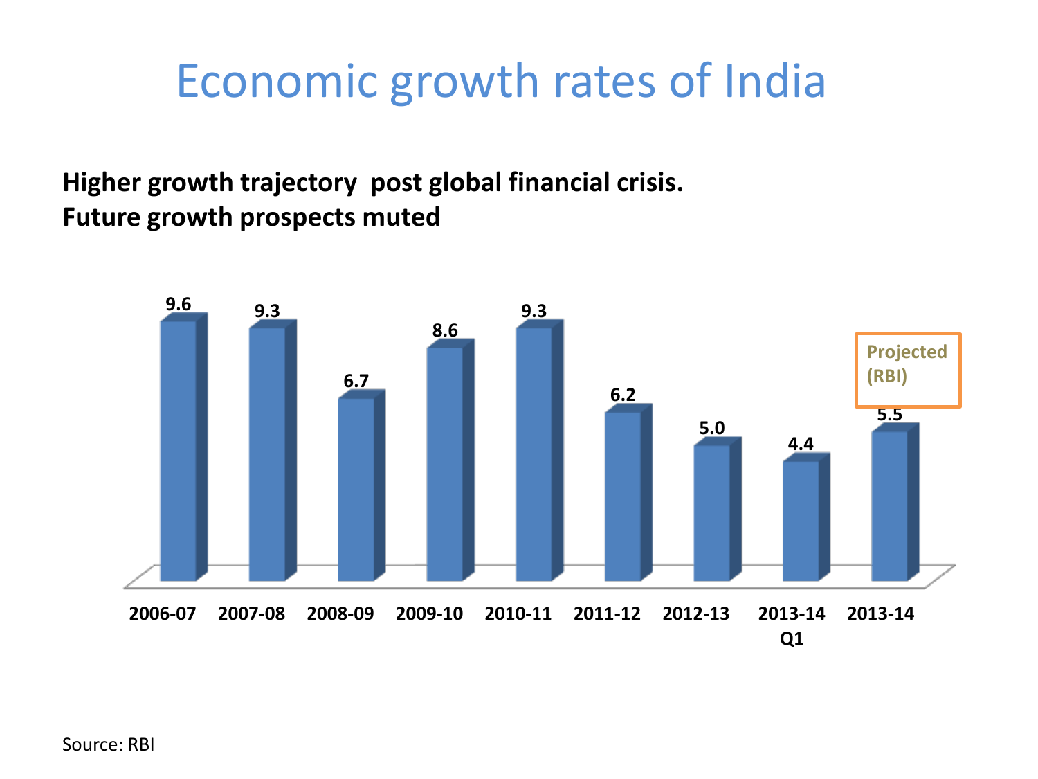# Economic growth rates of India

**Higher growth trajectory post global financial crisis.**
**Future growth prospects muted**

| 2006-07 | 2007-08 | 2008-09 | 2009-10 | 2010-11 | 2011-12 | 2012-13 | 2013-14 Q1 | 2013-14 (Projected (RBI)) |
|---|---|---|---|---|---|---|---|---|
| 9.6 | 9.3 | 6.7 | 8.6 | 9.3 | 6.2 | 5.0 | 4.4 | 5.5 |

Source: RBI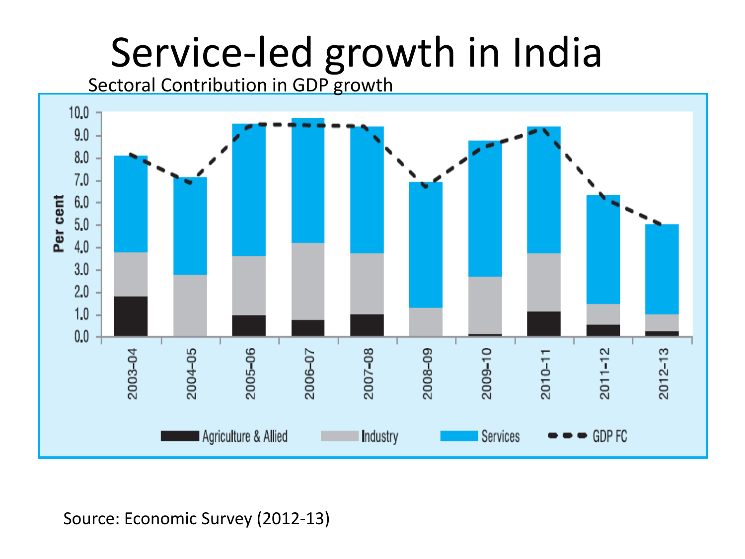# Service-led growth in India

Sectoral Contribution in GDP growth

Source: Economic Survey (2012-13)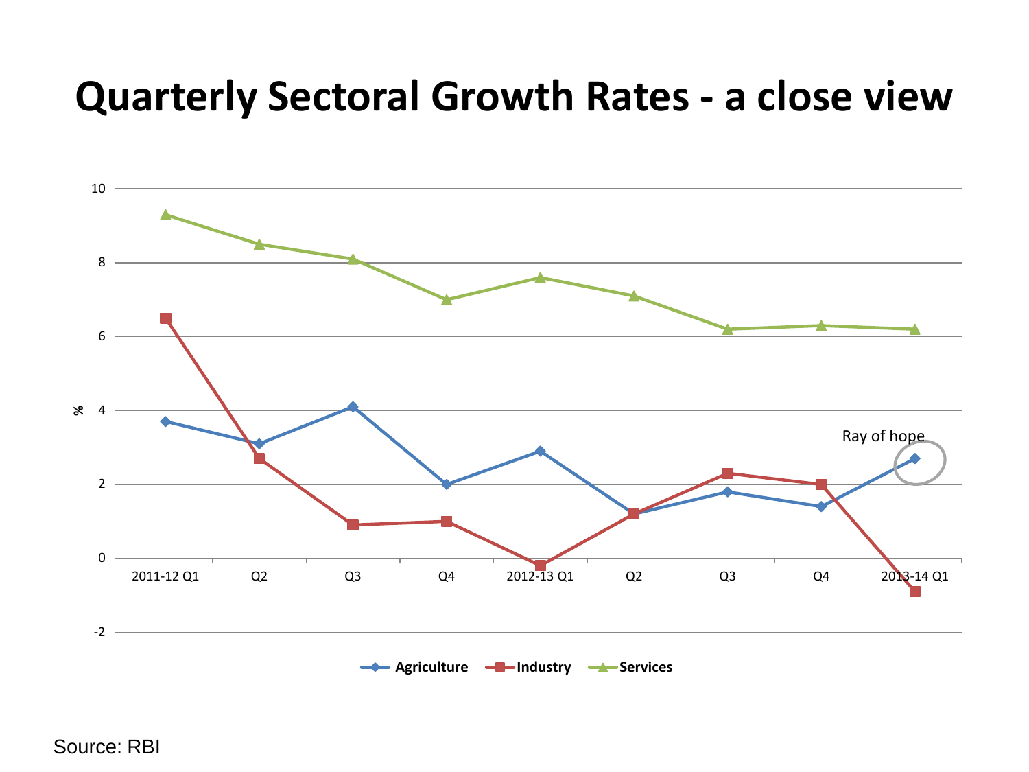# Quarterly Sectoral Growth Rates - a close view

Source: RBI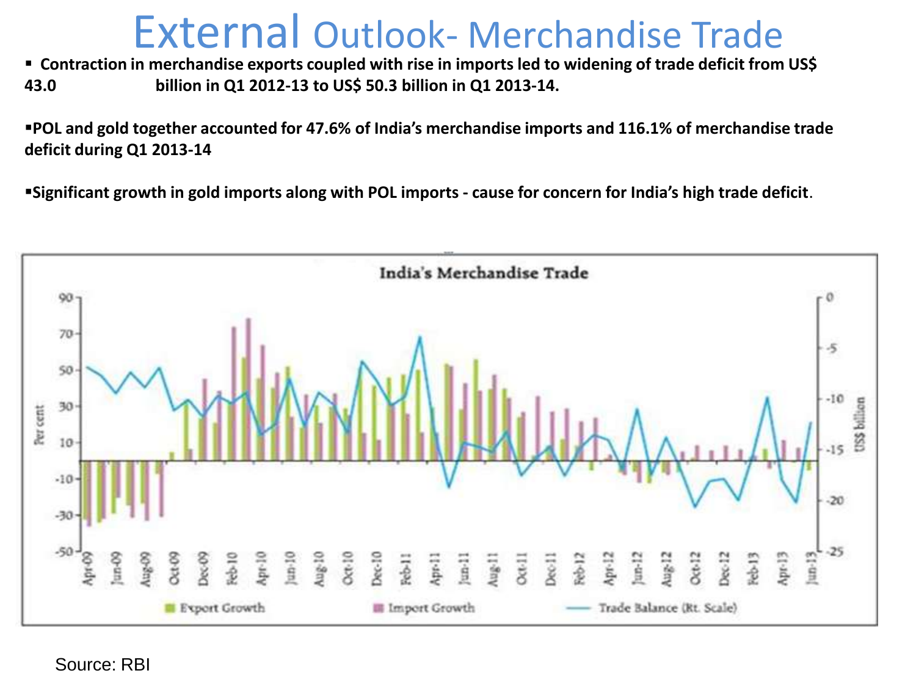# External Outlook- Merchandise Trade

- Contraction in merchandise exports coupled with rise in imports led to widening of trade deficit from US$ 43.0 billion in Q1 2012-13 to US$ 50.3 billion in Q1 2013-14.
- POL and gold together accounted for 47.6% of India's merchandise imports and 116.1% of merchandise trade deficit during Q1 2013-14
- Significant growth in gold imports along with POL imports - cause for concern for India's high trade deficit.

India's Merchandise Trade

Source: RBI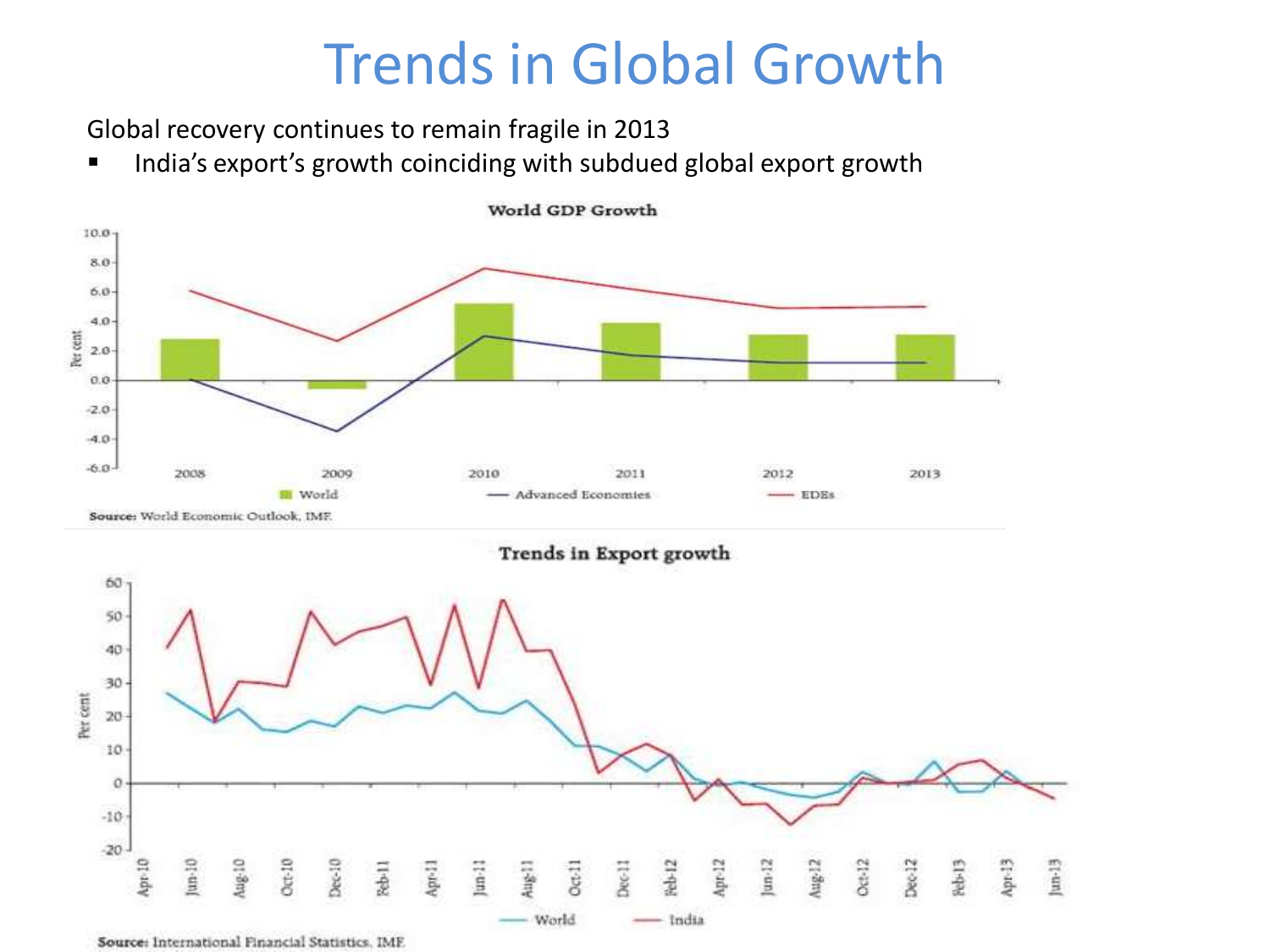# Trends in Global Growth

Global recovery continues to remain fragile in 2013

- India's export's growth coinciding with subdued global export growth

**World GDP Growth**

Source: World Economic Outlook, IMF.

**Trends in Export growth**

Source: International Financial Statistics, IMF.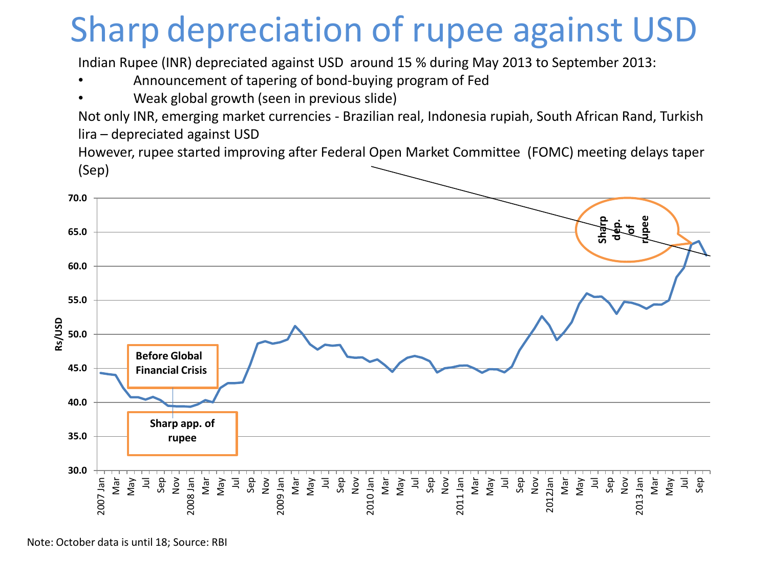# Sharp depreciation of rupee against USD

Indian Rupee (INR) depreciated against USD around 15 % during May 2013 to September 2013:

- Announcement of tapering of bond-buying program of Fed
- Weak global growth (seen in previous slide)

Not only INR, emerging market currencies - Brazilian real, Indonesia rupiah, South African Rand, Turkish lira – depreciated against USD

However, rupee started improving after Federal Open Market Committee (FOMC) meeting delays taper (Sep)

Before Global Financial Crisis

Sharp app. of rupee

Sharp dep. of rupee

Rs/USD

Note: October data is until 18; Source: RBI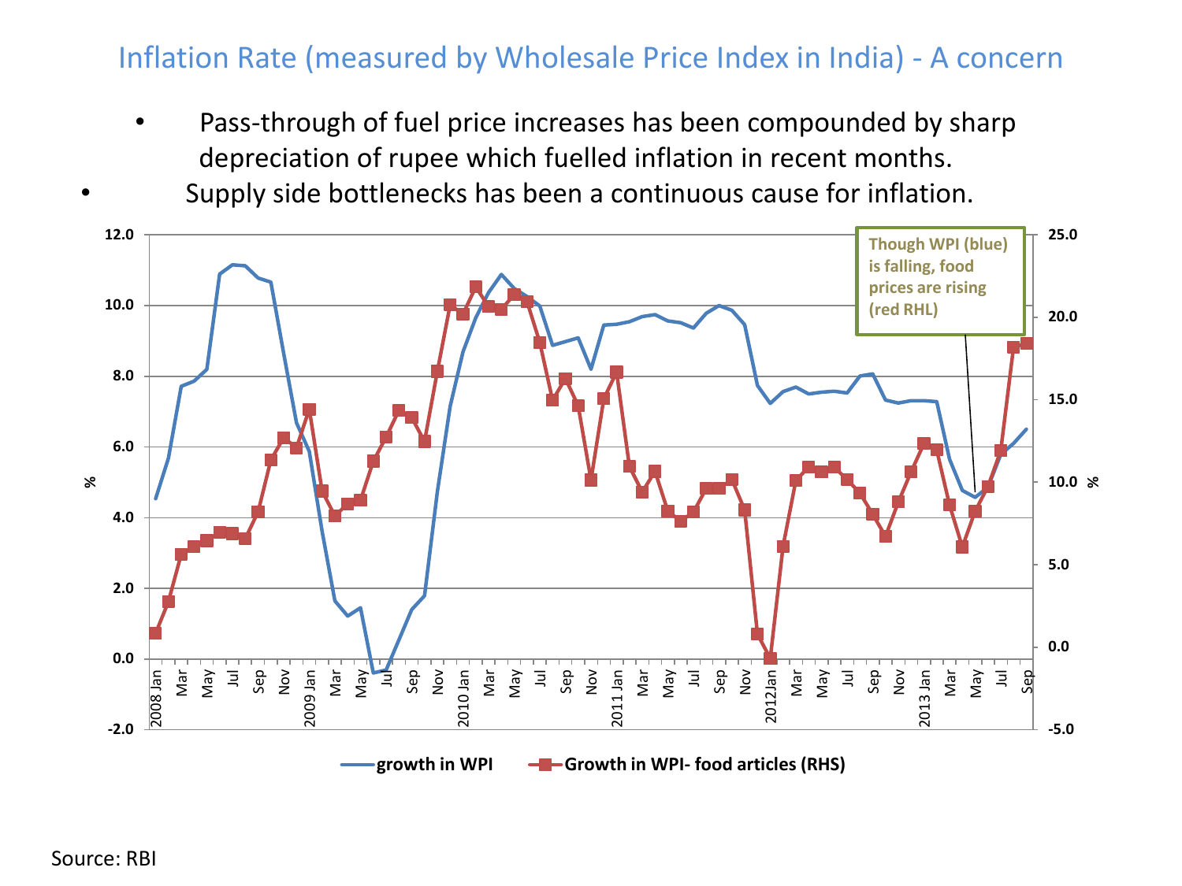# Inflation Rate (measured by Wholesale Price Index in India) - A concern

- Pass-through of fuel price increases has been compounded by sharp depreciation of rupee which fuelled inflation in recent months.
- Supply side bottlenecks has been a continuous cause for inflation.

Though WPI (blue) is falling, food prices are rising (red RHL)

growth in WPI — Growth in WPI- food articles (RHS)

Source: RBI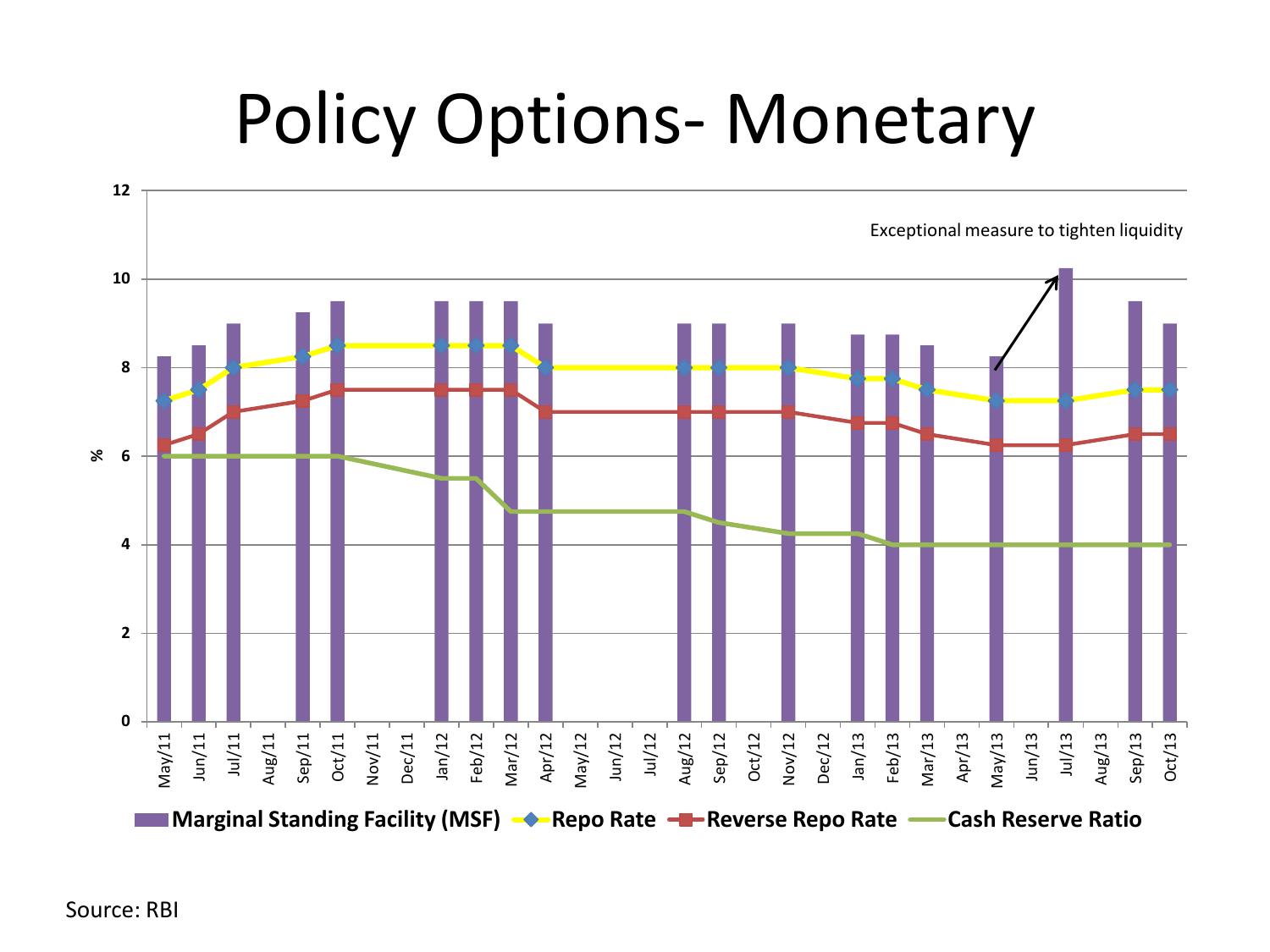# Policy Options- Monetary

Source: RBI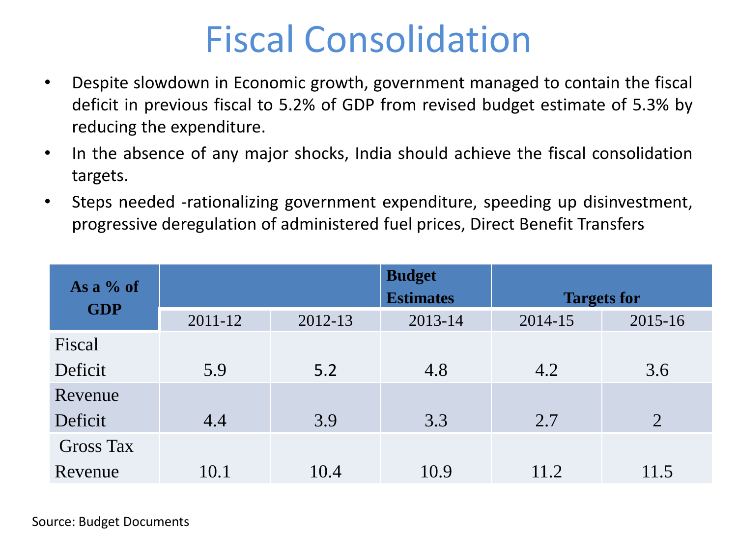# Fiscal Consolidation

- Despite slowdown in Economic growth, government managed to contain the fiscal deficit in previous fiscal to 5.2% of GDP from revised budget estimate of 5.3% by reducing the expenditure.
- In the absence of any major shocks, India should achieve the fiscal consolidation targets.
- Steps needed -rationalizing government expenditure, speeding up disinvestment, progressive deregulation of administered fuel prices, Direct Benefit Transfers

| As a % of GDP | | | Budget Estimates | Targets for | |
|---|---|---|---|---|---|
| | 2011-12 | 2012-13 | 2013-14 | 2014-15 | 2015-16 |
| Fiscal Deficit | 5.9 | 5.2 | 4.8 | 4.2 | 3.6 |
| Revenue Deficit | 4.4 | 3.9 | 3.3 | 2.7 | 2 |
| Gross Tax Revenue | 10.1 | 10.4 | 10.9 | 11.2 | 11.5 |

Source: Budget Documents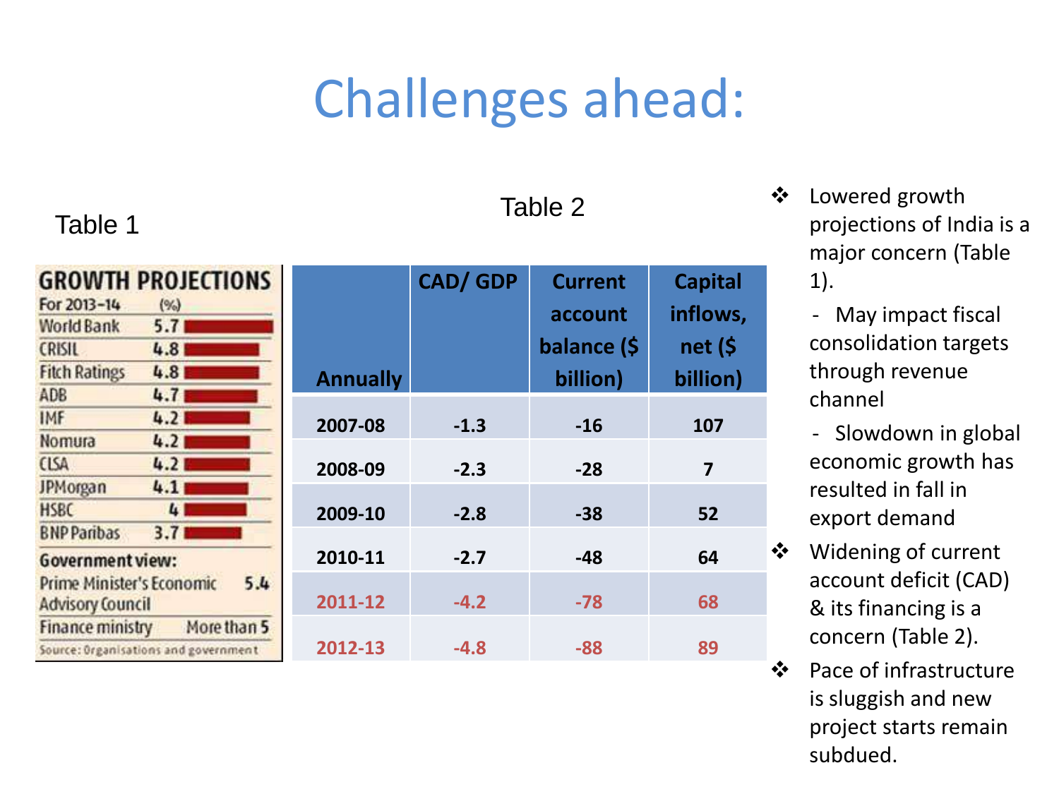# Challenges ahead:

Table 1

**GROWTH PROJECTIONS**

For 2013–14 (%)

| Organisation | (%) |
|---|---|
| World Bank | 5.7 |
| CRISIL | 4.8 |
| Fitch Ratings | 4.8 |
| ADB | 4.7 |
| IMF | 4.2 |
| Nomura | 4.2 |
| CLSA | 4.2 |
| JPMorgan | 4.1 |
| HSBC | 4 |
| BNP Paribas | 3.7 |
| **Government view:** | |
| Prime Minister's Economic Advisory Council | 5.4 |
| Finance ministry | More than 5 |

Source: Organisations and government

Table 2

| Annually | CAD/ GDP | Current account balance ($ billion) | Capital inflows, net ($ billion) |
|---|---|---|---|
| 2007-08 | -1.3 | -16 | 107 |
| 2008-09 | -2.3 | -28 | 7 |
| 2009-10 | -2.8 | -38 | 52 |
| 2010-11 | -2.7 | -48 | 64 |
| 2011-12 | -4.2 | -78 | 68 |
| 2012-13 | -4.8 | -88 | 89 |

- Lowered growth projections of India is a major concern (Table 1).
  - May impact fiscal consolidation targets through revenue channel
  - Slowdown in global economic growth has resulted in fall in export demand
- Widening of current account deficit (CAD) & its financing is a concern (Table 2).
- Pace of infrastructure is sluggish and new project starts remain subdued.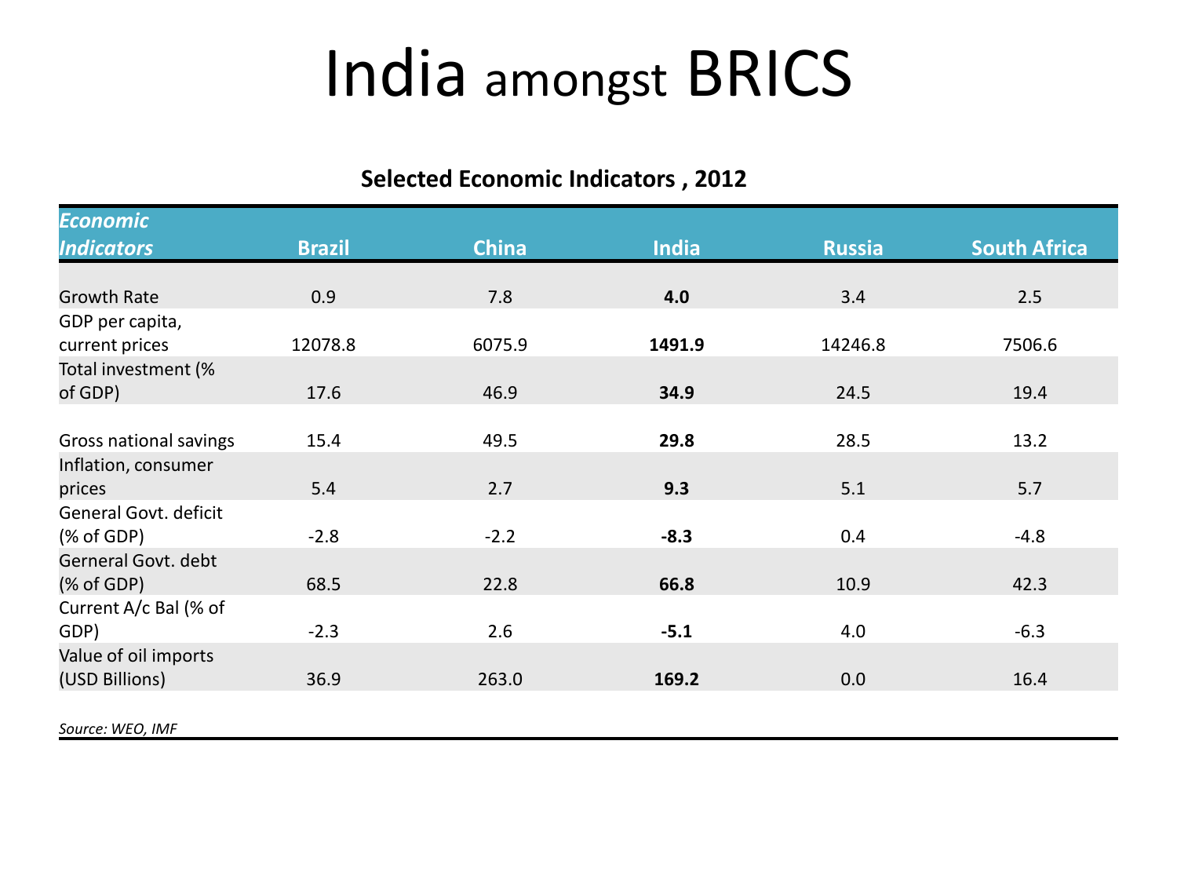# India amongst BRICS

**Selected Economic Indicators , 2012**

| *Economic Indicators* | Brazil | China | India | Russia | South Africa |
|---|---|---|---|---|---|
| Growth Rate | 0.9 | 7.8 | **4.0** | 3.4 | 2.5 |
| GDP per capita, current prices | 12078.8 | 6075.9 | **1491.9** | 14246.8 | 7506.6 |
| Total investment (% of GDP) | 17.6 | 46.9 | **34.9** | 24.5 | 19.4 |
| Gross national savings | 15.4 | 49.5 | **29.8** | 28.5 | 13.2 |
| Inflation, consumer prices | 5.4 | 2.7 | **9.3** | 5.1 | 5.7 |
| General Govt. deficit (% of GDP) | -2.8 | -2.2 | **-8.3** | 0.4 | -4.8 |
| Gerneral Govt. debt (% of GDP) | 68.5 | 22.8 | **66.8** | 10.9 | 42.3 |
| Current A/c Bal (% of GDP) | -2.3 | 2.6 | **-5.1** | 4.0 | -6.3 |
| Value of oil imports (USD Billions) | 36.9 | 263.0 | **169.2** | 0.0 | 16.4 |

*Source: WEO, IMF*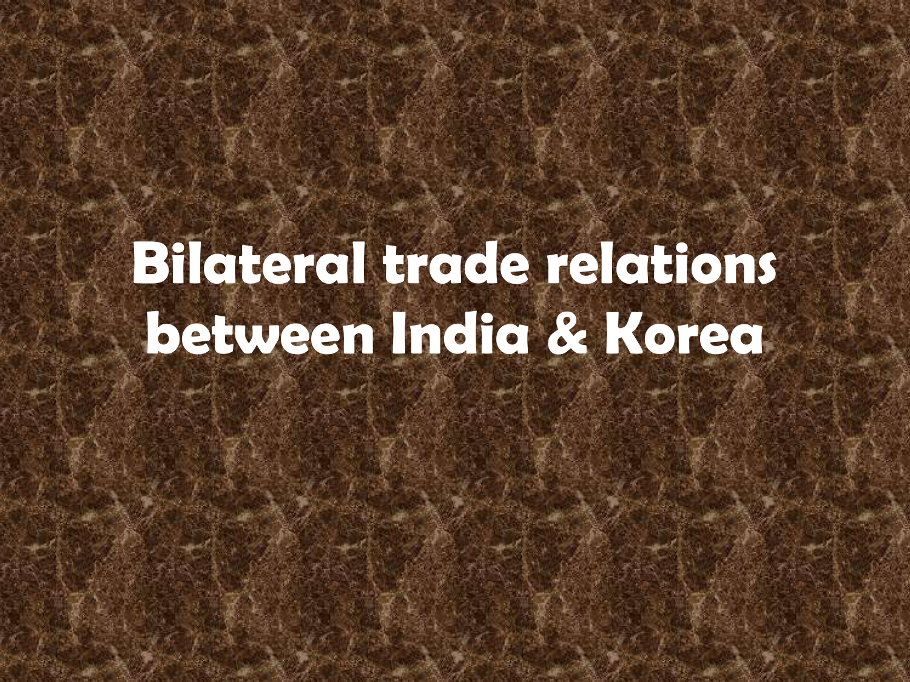# Bilateral trade relations between India & Korea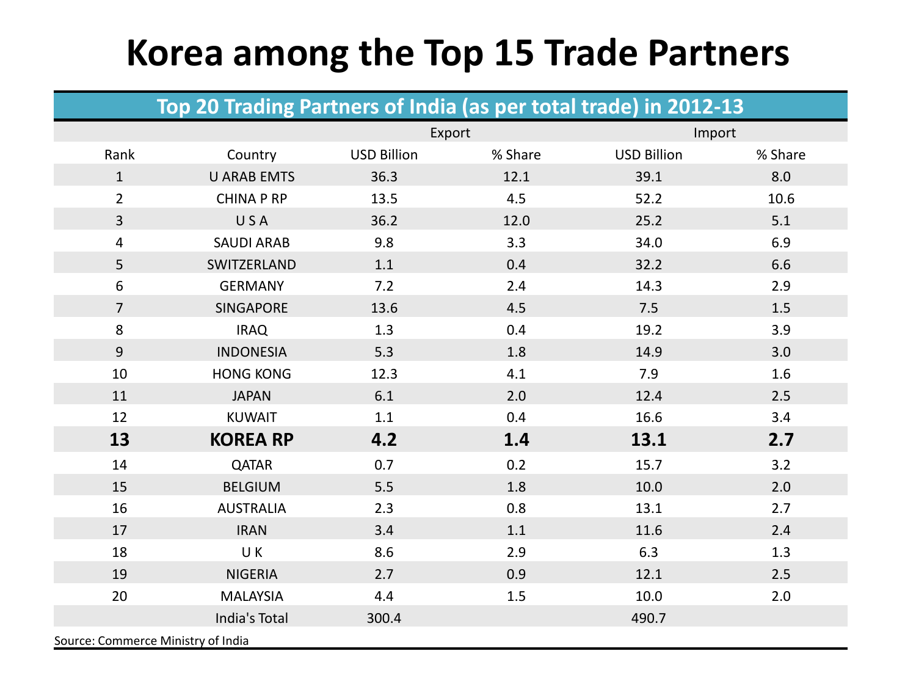# Korea among the Top 15 Trade Partners

| Top 20 Trading Partners of India (as per total trade) in 2012-13 | | | | | |
|---|---|---|---|---|---|
| | | Export | | Import | |
| Rank | Country | USD Billion | % Share | USD Billion | % Share |
| 1 | U ARAB EMTS | 36.3 | 12.1 | 39.1 | 8.0 |
| 2 | CHINA P RP | 13.5 | 4.5 | 52.2 | 10.6 |
| 3 | U S A | 36.2 | 12.0 | 25.2 | 5.1 |
| 4 | SAUDI ARAB | 9.8 | 3.3 | 34.0 | 6.9 |
| 5 | SWITZERLAND | 1.1 | 0.4 | 32.2 | 6.6 |
| 6 | GERMANY | 7.2 | 2.4 | 14.3 | 2.9 |
| 7 | SINGAPORE | 13.6 | 4.5 | 7.5 | 1.5 |
| 8 | IRAQ | 1.3 | 0.4 | 19.2 | 3.9 |
| 9 | INDONESIA | 5.3 | 1.8 | 14.9 | 3.0 |
| 10 | HONG KONG | 12.3 | 4.1 | 7.9 | 1.6 |
| 11 | JAPAN | 6.1 | 2.0 | 12.4 | 2.5 |
| 12 | KUWAIT | 1.1 | 0.4 | 16.6 | 3.4 |
| **13** | **KOREA RP** | **4.2** | **1.4** | **13.1** | **2.7** |
| 14 | QATAR | 0.7 | 0.2 | 15.7 | 3.2 |
| 15 | BELGIUM | 5.5 | 1.8 | 10.0 | 2.0 |
| 16 | AUSTRALIA | 2.3 | 0.8 | 13.1 | 2.7 |
| 17 | IRAN | 3.4 | 1.1 | 11.6 | 2.4 |
| 18 | U K | 8.6 | 2.9 | 6.3 | 1.3 |
| 19 | NIGERIA | 2.7 | 0.9 | 12.1 | 2.5 |
| 20 | MALAYSIA | 4.4 | 1.5 | 10.0 | 2.0 |
| | India's Total | 300.4 | | 490.7 | |

Source: Commerce Ministry of India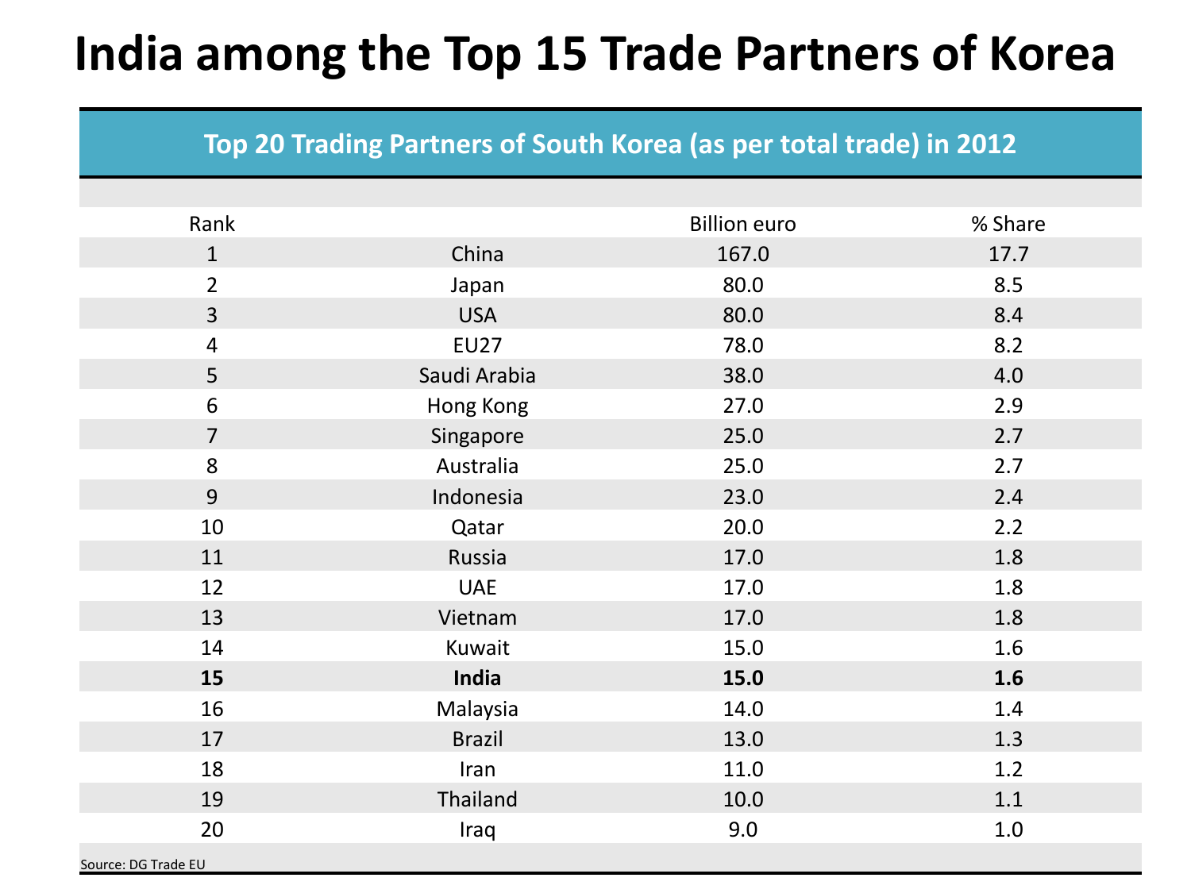# India among the Top 15 Trade Partners of Korea

| Top 20 Trading Partners of South Korea (as per total trade) in 2012 | | | |
|---|---|---|---|
| Rank | | Billion euro | % Share |
| 1 | China | 167.0 | 17.7 |
| 2 | Japan | 80.0 | 8.5 |
| 3 | USA | 80.0 | 8.4 |
| 4 | EU27 | 78.0 | 8.2 |
| 5 | Saudi Arabia | 38.0 | 4.0 |
| 6 | Hong Kong | 27.0 | 2.9 |
| 7 | Singapore | 25.0 | 2.7 |
| 8 | Australia | 25.0 | 2.7 |
| 9 | Indonesia | 23.0 | 2.4 |
| 10 | Qatar | 20.0 | 2.2 |
| 11 | Russia | 17.0 | 1.8 |
| 12 | UAE | 17.0 | 1.8 |
| 13 | Vietnam | 17.0 | 1.8 |
| 14 | Kuwait | 15.0 | 1.6 |
| **15** | **India** | **15.0** | **1.6** |
| 16 | Malaysia | 14.0 | 1.4 |
| 17 | Brazil | 13.0 | 1.3 |
| 18 | Iran | 11.0 | 1.2 |
| 19 | Thailand | 10.0 | 1.1 |
| 20 | Iraq | 9.0 | 1.0 |

Source: DG Trade EU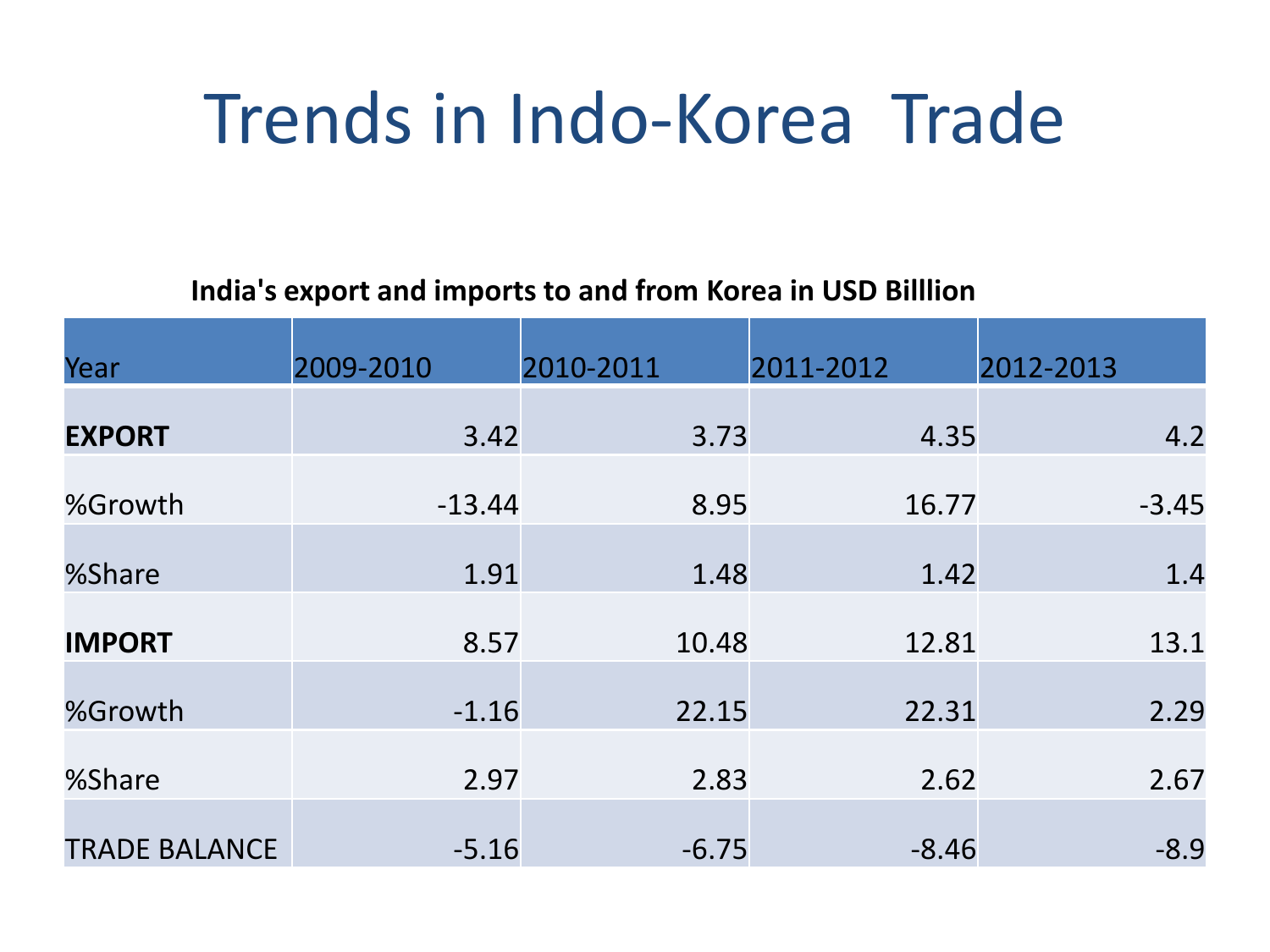# Trends in Indo-Korea Trade

**India's export and imports to and from Korea in USD Billlion**

| Year | 2009-2010 | 2010-2011 | 2011-2012 | 2012-2013 |
|---|---|---|---|---|
| **EXPORT** | 3.42 | 3.73 | 4.35 | 4.2 |
| %Growth | -13.44 | 8.95 | 16.77 | -3.45 |
| %Share | 1.91 | 1.48 | 1.42 | 1.4 |
| **IMPORT** | 8.57 | 10.48 | 12.81 | 13.1 |
| %Growth | -1.16 | 22.15 | 22.31 | 2.29 |
| %Share | 2.97 | 2.83 | 2.62 | 2.67 |
| TRADE BALANCE | -5.16 | -6.75 | -8.46 | -8.9 |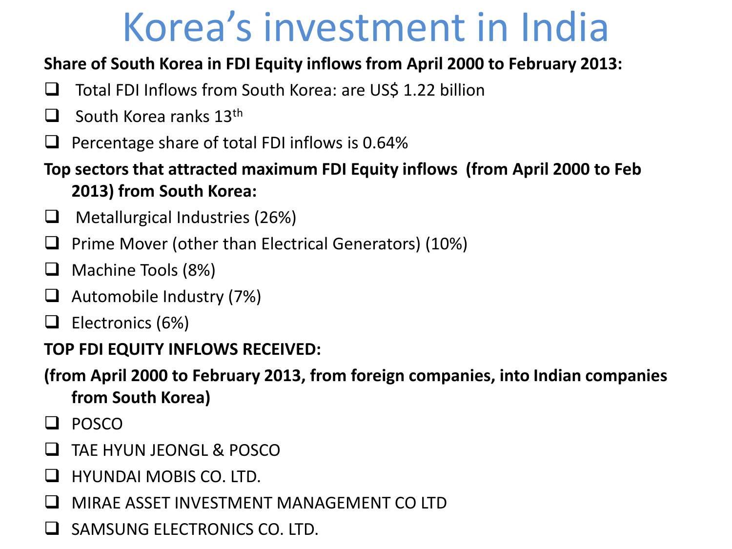# Korea's investment in India

**Share of South Korea in FDI Equity inflows from April 2000 to February 2013:**

- Total FDI Inflows from South Korea: are US$ 1.22 billion
- South Korea ranks 13th
- Percentage share of total FDI inflows is 0.64%

**Top sectors that attracted maximum FDI Equity inflows (from April 2000 to Feb 2013) from South Korea:**

- Metallurgical Industries (26%)
- Prime Mover (other than Electrical Generators) (10%)
- Machine Tools (8%)
- Automobile Industry (7%)
- Electronics (6%)

**TOP FDI EQUITY INFLOWS RECEIVED:**

**(from April 2000 to February 2013, from foreign companies, into Indian companies from South Korea)**

- POSCO
- TAE HYUN JEONGL & POSCO
- HYUNDAI MOBIS CO. LTD.
- MIRAE ASSET INVESTMENT MANAGEMENT CO LTD
- SAMSUNG ELECTRONICS CO. LTD.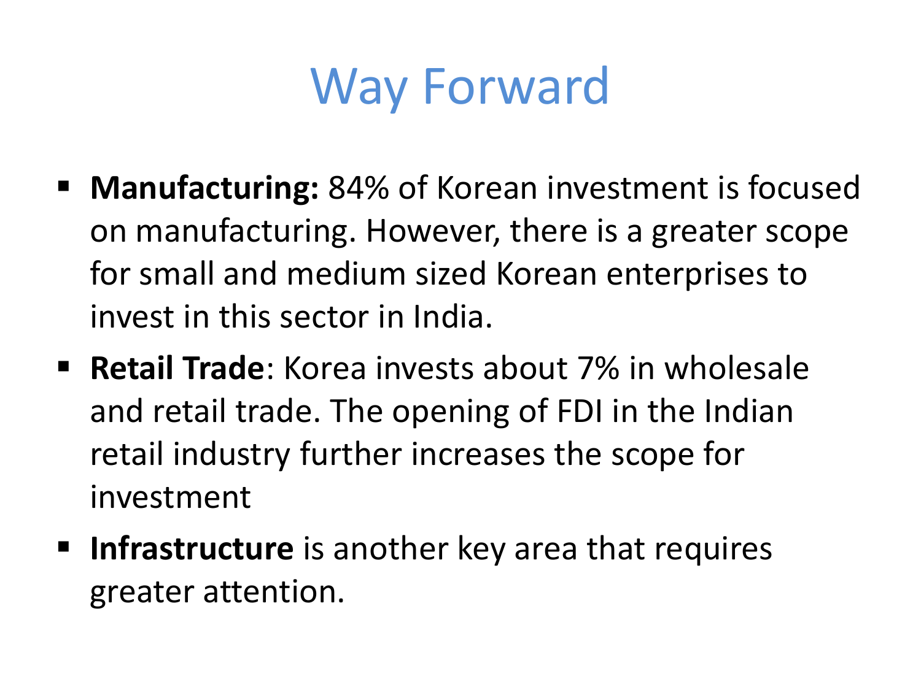# Way Forward

- **Manufacturing:** 84% of Korean investment is focused on manufacturing. However, there is a greater scope for small and medium sized Korean enterprises to invest in this sector in India.
- **Retail Trade**: Korea invests about 7% in wholesale and retail trade. The opening of FDI in the Indian retail industry further increases the scope for investment
- **Infrastructure** is another key area that requires greater attention.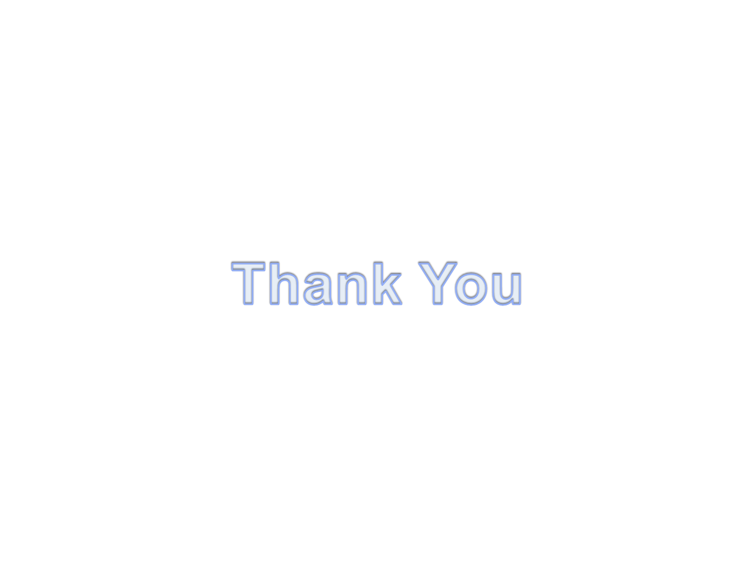# Thank You